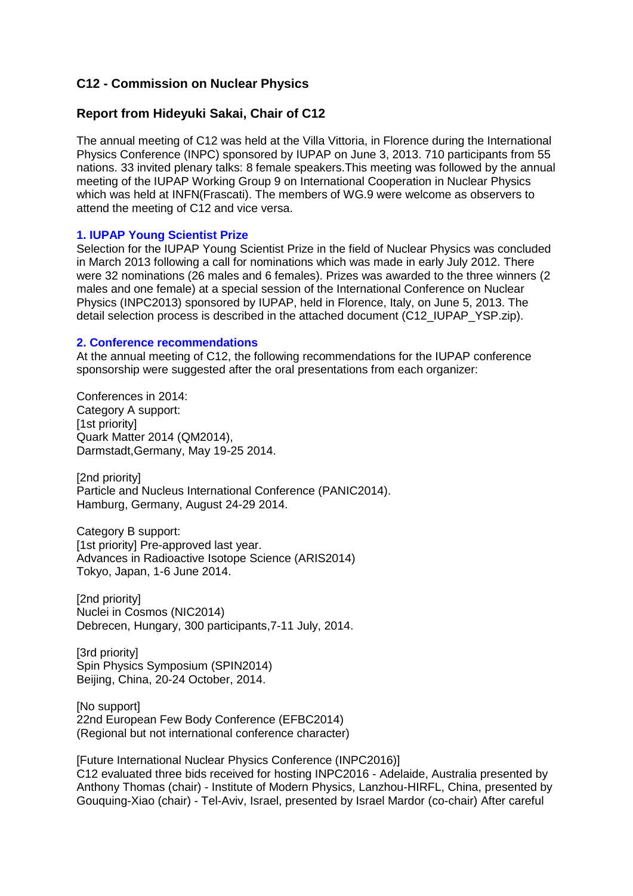## C12 - Commission on Nuclear Physics

## Report from Hideyuki Sakai, Chair of C12

The annual meeting of C12 was held at the Villa Vittoria, in Florence during the International Physics Conference (INPC) sponsored by IUPAP on June 3, 2013. 710 participants from 55 nations. 33 invited plenary talks: 8 female speakers.This meeting was followed by the annual meeting of the IUPAP Working Group 9 on International Cooperation in Nuclear Physics which was held at INFN(Frascati). The members of WG.9 were welcome as observers to attend the meeting of C12 and vice versa.

### 1. IUPAP Young Scientist Prize

Selection for the IUPAP Young Scientist Prize in the field of Nuclear Physics was concluded in March 2013 following a call for nominations which was made in early July 2012. There were 32 nominations (26 males and 6 females). Prizes was awarded to the three winners (2 males and one female) at a special session of the International Conference on Nuclear Physics (INPC2013) sponsored by IUPAP, held in Florence, Italy, on June 5, 2013. The detail selection process is described in the attached document (C12_IUPAP_YSP.zip).

### 2. Conference recommendations

At the annual meeting of C12, the following recommendations for the IUPAP conference sponsorship were suggested after the oral presentations from each organizer:

Conferences in 2014:
Category A support:
[1st priority]
Quark Matter 2014 (QM2014),
Darmstadt,Germany, May 19-25 2014.

[2nd priority]
Particle and Nucleus International Conference (PANIC2014).
Hamburg, Germany, August 24-29 2014.

Category B support:
[1st priority] Pre-approved last year.
Advances in Radioactive Isotope Science (ARIS2014)
Tokyo, Japan, 1-6 June 2014.

[2nd priority]
Nuclei in Cosmos (NIC2014)
Debrecen, Hungary, 300 participants,7-11 July, 2014.

[3rd priority]
Spin Physics Symposium (SPIN2014)
Beijing, China, 20-24 October, 2014.

[No support]
22nd European Few Body Conference (EFBC2014)
(Regional but not international conference character)

[Future International Nuclear Physics Conference (INPC2016)]
C12 evaluated three bids received for hosting INPC2016 - Adelaide, Australia presented by Anthony Thomas (chair) - Institute of Modern Physics, Lanzhou-HIRFL, China, presented by Gouquing-Xiao (chair) - Tel-Aviv, Israel, presented by Israel Mardor (co-chair) After careful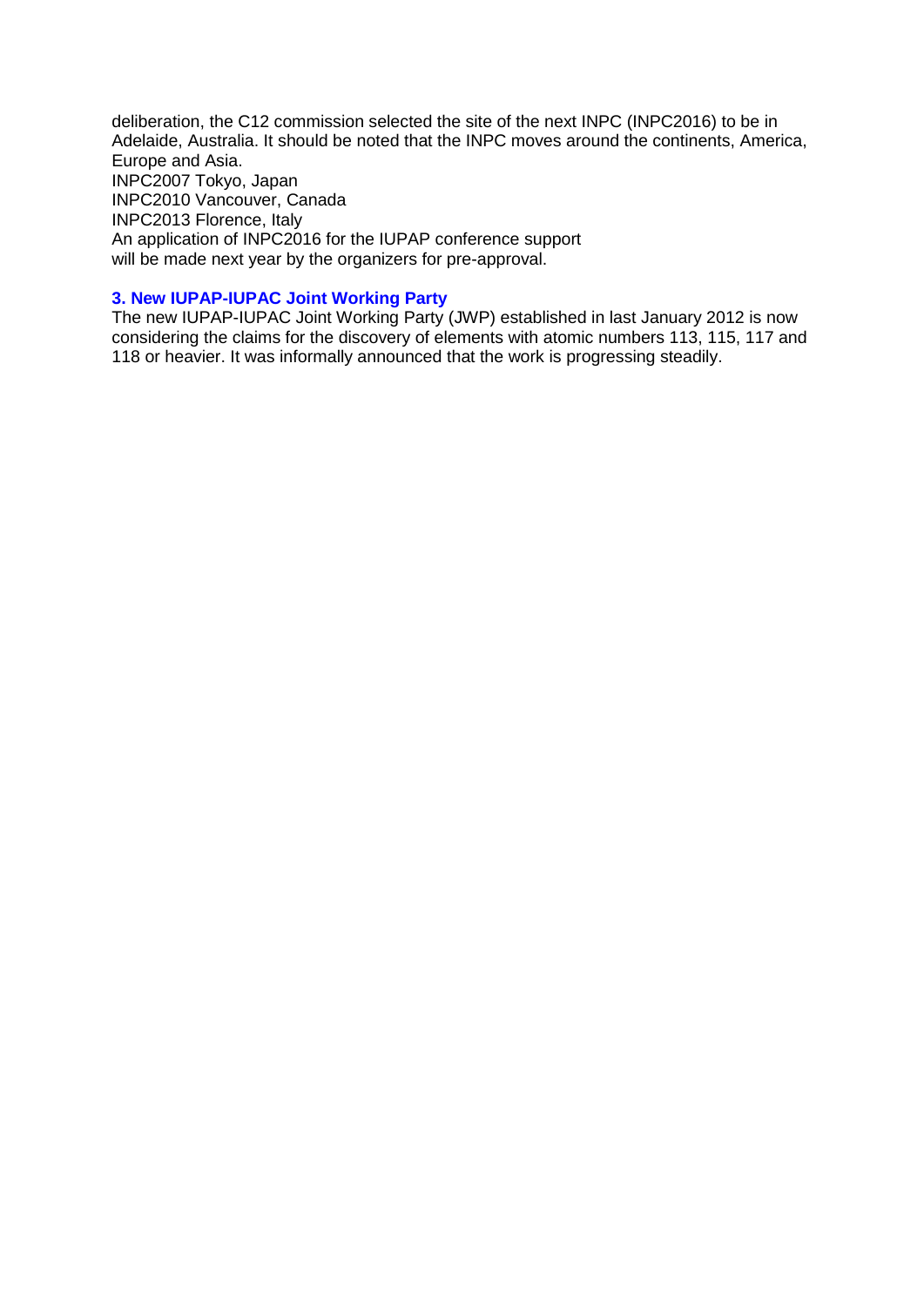deliberation, the C12 commission selected the site of the next INPC (INPC2016) to be in Adelaide, Australia. It should be noted that the INPC moves around the continents, America, Europe and Asia.

INPC2007 Tokyo, Japan
INPC2010 Vancouver, Canada
INPC2013 Florence, Italy

An application of INPC2016 for the IUPAP conference support will be made next year by the organizers for pre-approval.

### 3. New IUPAP-IUPAC Joint Working Party

The new IUPAP-IUPAC Joint Working Party (JWP) established in last January 2012 is now considering the claims for the discovery of elements with atomic numbers 113, 115, 117 and 118 or heavier. It was informally announced that the work is progressing steadily.